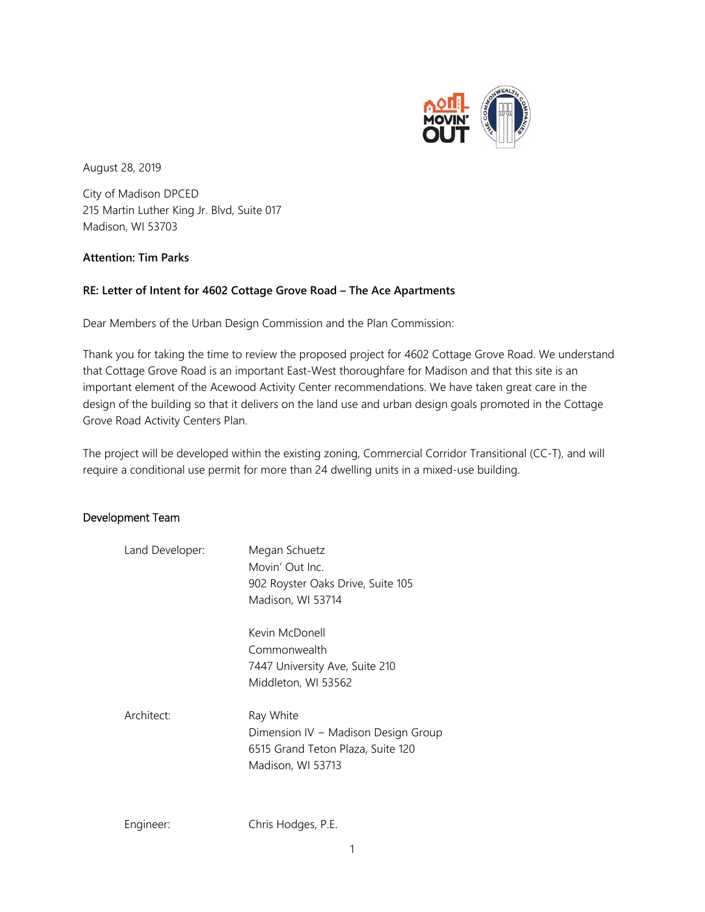August 28, 2019

City of Madison DPCED
215 Martin Luther King Jr. Blvd, Suite 017
Madison, WI 53703

**Attention: Tim Parks**

**RE: Letter of Intent for 4602 Cottage Grove Road – The Ace Apartments**

Dear Members of the Urban Design Commission and the Plan Commission:

Thank you for taking the time to review the proposed project for 4602 Cottage Grove Road. We understand that Cottage Grove Road is an important East-West thoroughfare for Madison and that this site is an important element of the Acewood Activity Center recommendations. We have taken great care in the design of the building so that it delivers on the land use and urban design goals promoted in the Cottage Grove Road Activity Centers Plan.

The project will be developed within the existing zoning, Commercial Corridor Transitional (CC-T), and will require a conditional use permit for more than 24 dwelling units in a mixed-use building.

## Development Team

Land Developer:

Megan Schuetz
Movin' Out Inc.
902 Royster Oaks Drive, Suite 105
Madison, WI 53714

Kevin McDonell
Commonwealth
7447 University Ave, Suite 210
Middleton, WI 53562

Architect:

Ray White
Dimension IV – Madison Design Group
6515 Grand Teton Plaza, Suite 120
Madison, WI 53713

Engineer:

Chris Hodges, P.E.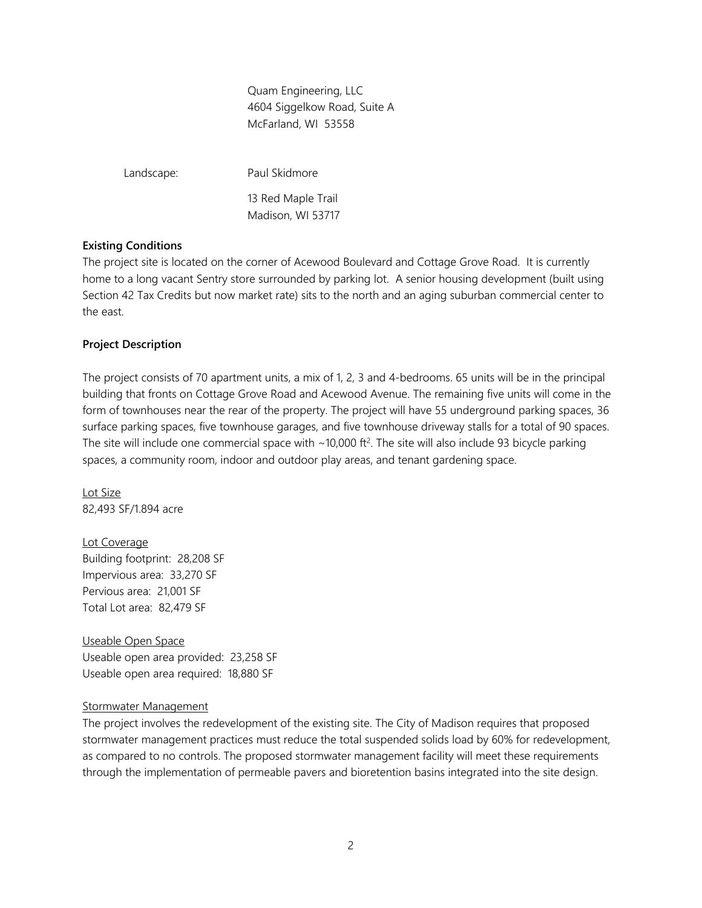Quam Engineering, LLC
4604 Siggelkow Road, Suite A
McFarland, WI 53558

Landscape: Paul Skidmore

13 Red Maple Trail
Madison, WI 53717

**Existing Conditions**

The project site is located on the corner of Acewood Boulevard and Cottage Grove Road. It is currently home to a long vacant Sentry store surrounded by parking lot. A senior housing development (built using Section 42 Tax Credits but now market rate) sits to the north and an aging suburban commercial center to the east.

**Project Description**

The project consists of 70 apartment units, a mix of 1, 2, 3 and 4-bedrooms. 65 units will be in the principal building that fronts on Cottage Grove Road and Acewood Avenue. The remaining five units will come in the form of townhouses near the rear of the property. The project will have 55 underground parking spaces, 36 surface parking spaces, five townhouse garages, and five townhouse driveway stalls for a total of 90 spaces. The site will include one commercial space with ~10,000 $ft^2$. The site will also include 93 bicycle parking spaces, a community room, indoor and outdoor play areas, and tenant gardening space.

Lot Size
82,493 SF/1.894 acre

Lot Coverage
Building footprint: 28,208 SF
Impervious area: 33,270 SF
Pervious area: 21,001 SF
Total Lot area: 82,479 SF

Useable Open Space
Useable open area provided: 23,258 SF
Useable open area required: 18,880 SF

Stormwater Management
The project involves the redevelopment of the existing site. The City of Madison requires that proposed stormwater management practices must reduce the total suspended solids load by 60% for redevelopment, as compared to no controls. The proposed stormwater management facility will meet these requirements through the implementation of permeable pavers and bioretention basins integrated into the site design.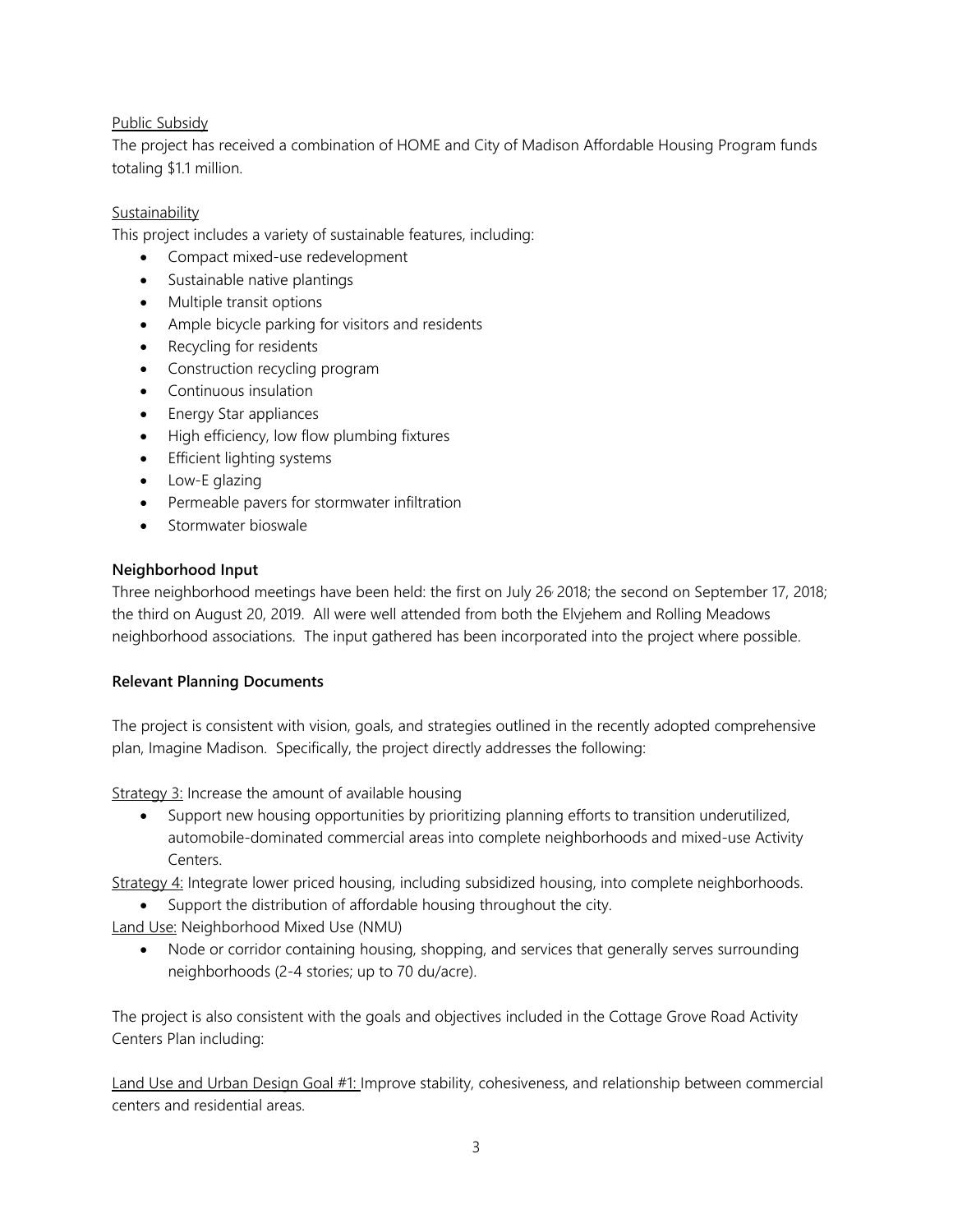Public Subsidy

The project has received a combination of HOME and City of Madison Affordable Housing Program funds totaling $1.1 million.

Sustainability

This project includes a variety of sustainable features, including:

- Compact mixed-use redevelopment
- Sustainable native plantings
- Multiple transit options
- Ample bicycle parking for visitors and residents
- Recycling for residents
- Construction recycling program
- Continuous insulation
- Energy Star appliances
- High efficiency, low flow plumbing fixtures
- Efficient lighting systems
- Low-E glazing
- Permeable pavers for stormwater infiltration
- Stormwater bioswale

**Neighborhood Input**

Three neighborhood meetings have been held: the first on July 26, 2018; the second on September 17, 2018; the third on August 20, 2019. All were well attended from both the Elvjehem and Rolling Meadows neighborhood associations. The input gathered has been incorporated into the project where possible.

**Relevant Planning Documents**

The project is consistent with vision, goals, and strategies outlined in the recently adopted comprehensive plan, Imagine Madison. Specifically, the project directly addresses the following:

Strategy 3: Increase the amount of available housing

- Support new housing opportunities by prioritizing planning efforts to transition underutilized, automobile-dominated commercial areas into complete neighborhoods and mixed-use Activity Centers.

Strategy 4: Integrate lower priced housing, including subsidized housing, into complete neighborhoods.

- Support the distribution of affordable housing throughout the city.

Land Use: Neighborhood Mixed Use (NMU)

- Node or corridor containing housing, shopping, and services that generally serves surrounding neighborhoods (2-4 stories; up to 70 du/acre).

The project is also consistent with the goals and objectives included in the Cottage Grove Road Activity Centers Plan including:

Land Use and Urban Design Goal #1: Improve stability, cohesiveness, and relationship between commercial centers and residential areas.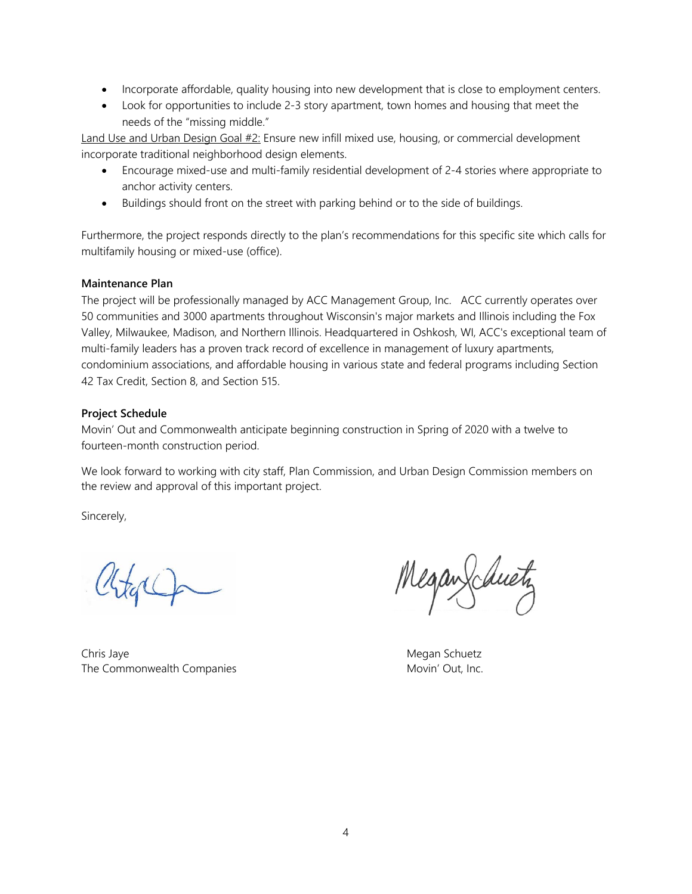- Incorporate affordable, quality housing into new development that is close to employment centers.
- Look for opportunities to include 2-3 story apartment, town homes and housing that meet the needs of the "missing middle."

Land Use and Urban Design Goal #2: Ensure new infill mixed use, housing, or commercial development incorporate traditional neighborhood design elements.

- Encourage mixed-use and multi-family residential development of 2-4 stories where appropriate to anchor activity centers.
- Buildings should front on the street with parking behind or to the side of buildings.

Furthermore, the project responds directly to the plan's recommendations for this specific site which calls for multifamily housing or mixed-use (office).

**Maintenance Plan**

The project will be professionally managed by ACC Management Group, Inc. ACC currently operates over 50 communities and 3000 apartments throughout Wisconsin's major markets and Illinois including the Fox Valley, Milwaukee, Madison, and Northern Illinois. Headquartered in Oshkosh, WI, ACC's exceptional team of multi-family leaders has a proven track record of excellence in management of luxury apartments, condominium associations, and affordable housing in various state and federal programs including Section 42 Tax Credit, Section 8, and Section 515.

**Project Schedule**

Movin' Out and Commonwealth anticipate beginning construction in Spring of 2020 with a twelve to fourteen-month construction period.

We look forward to working with city staff, Plan Commission, and Urban Design Commission members on the review and approval of this important project.

Sincerely,

Chris Jaye
The Commonwealth Companies

Megan Schuetz
Movin' Out, Inc.